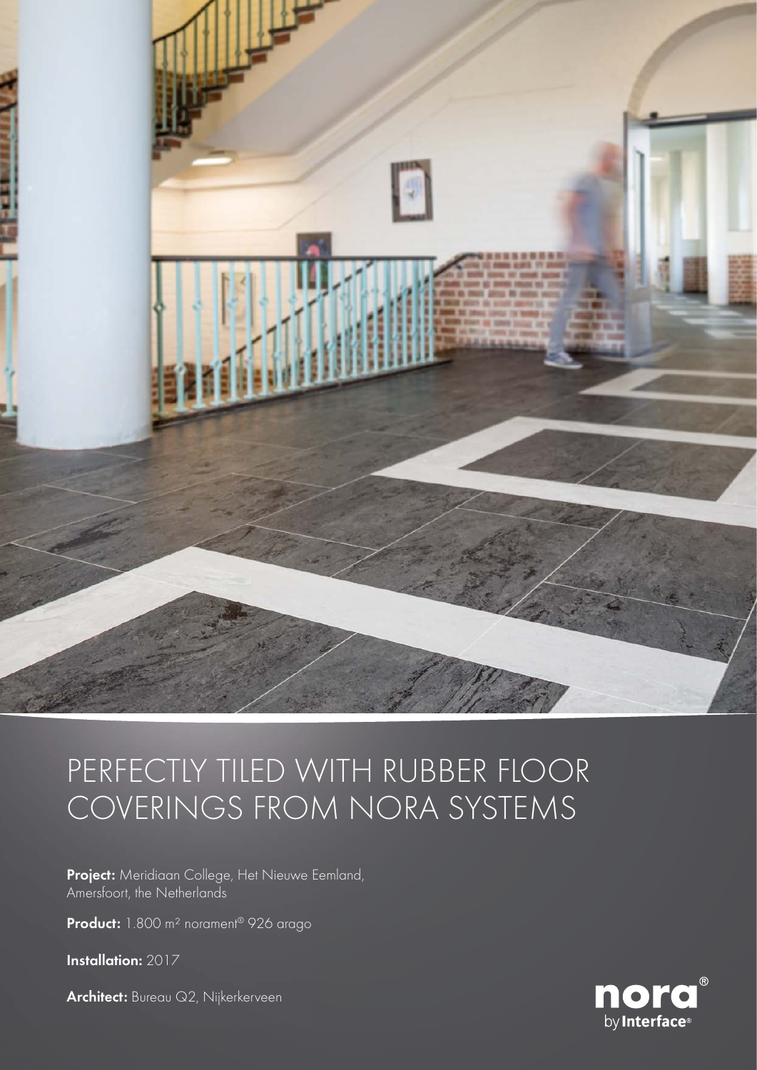# PERFECTLY TILED WITH RUBBER FLOOR COVERINGS FROM NORA SYSTEMS

**Project:** Meridiaan College, Het Nieuwe Eemland, Amersfoort, the Netherlands

**Product:** 1.800 m² norament® 926 arago

**Installation:** 2017

**Architect:** Bureau Q2, Nijkerkerveen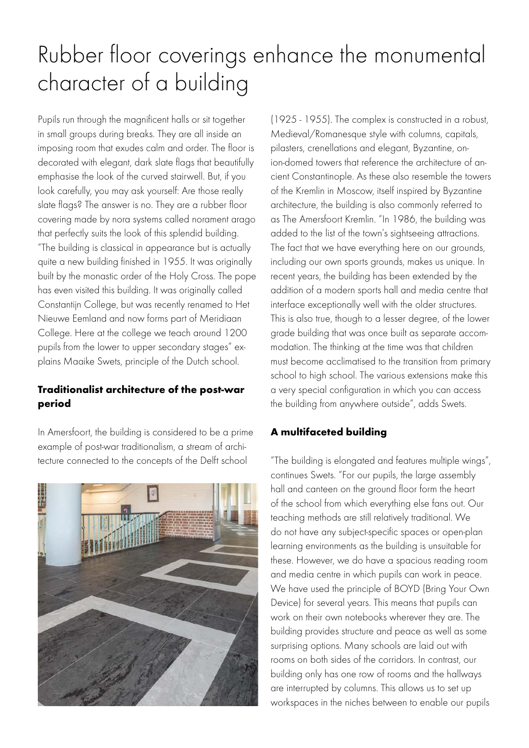# Rubber floor coverings enhance the monumental character of a building

Pupils run through the magnificent halls or sit together in small groups during breaks. They are all inside an imposing room that exudes calm and order. The floor is decorated with elegant, dark slate flags that beautifully emphasise the look of the curved stairwell. But, if you look carefully, you may ask yourself: Are those really slate flags? The answer is no. They are a rubber floor covering made by nora systems called norament arago that perfectly suits the look of this splendid building. "The building is classical in appearance but is actually quite a new building finished in 1955. It was originally built by the monastic order of the Holy Cross. The pope has even visited this building. It was originally called Constantijn College, but was recently renamed to Het Nieuwe Eemland and now forms part of Meridiaan College. Here at the college we teach around 1200 pupils from the lower to upper secondary stages" explains Maaike Swets, principle of the Dutch school.

### Traditionalist architecture of the post-war period

In Amersfoort, the building is considered to be a prime example of post-war traditionalism, a stream of architecture connected to the concepts of the Delft school (1925 - 1955). The complex is constructed in a robust, Medieval/Romanesque style with columns, capitals, pilasters, crenellations and elegant, Byzantine, onion-domed towers that reference the architecture of ancient Constantinople. As these also resemble the towers of the Kremlin in Moscow, itself inspired by Byzantine architecture, the building is also commonly referred to as The Amersfoort Kremlin. "In 1986, the building was added to the list of the town's sightseeing attractions. The fact that we have everything here on our grounds, including our own sports grounds, makes us unique. In recent years, the building has been extended by the addition of a modern sports hall and media centre that interface exceptionally well with the older structures. This is also true, though to a lesser degree, of the lower grade building that was once built as separate accommodation. The thinking at the time was that children must become acclimatised to the transition from primary school to high school. The various extensions make this a very special configuration in which you can access the building from anywhere outside", adds Swets.

### A multifaceted building

"The building is elongated and features multiple wings", continues Swets. "For our pupils, the large assembly hall and canteen on the ground floor form the heart of the school from which everything else fans out. Our teaching methods are still relatively traditional. We do not have any subject-specific spaces or open-plan learning environments as the building is unsuitable for these. However, we do have a spacious reading room and media centre in which pupils can work in peace. We have used the principle of BOYD (Bring Your Own Device) for several years. This means that pupils can work on their own notebooks wherever they are. The building provides structure and peace as well as some surprising options. Many schools are laid out with rooms on both sides of the corridors. In contrast, our building only has one row of rooms and the hallways are interrupted by columns. This allows us to set up workspaces in the niches between to enable our pupils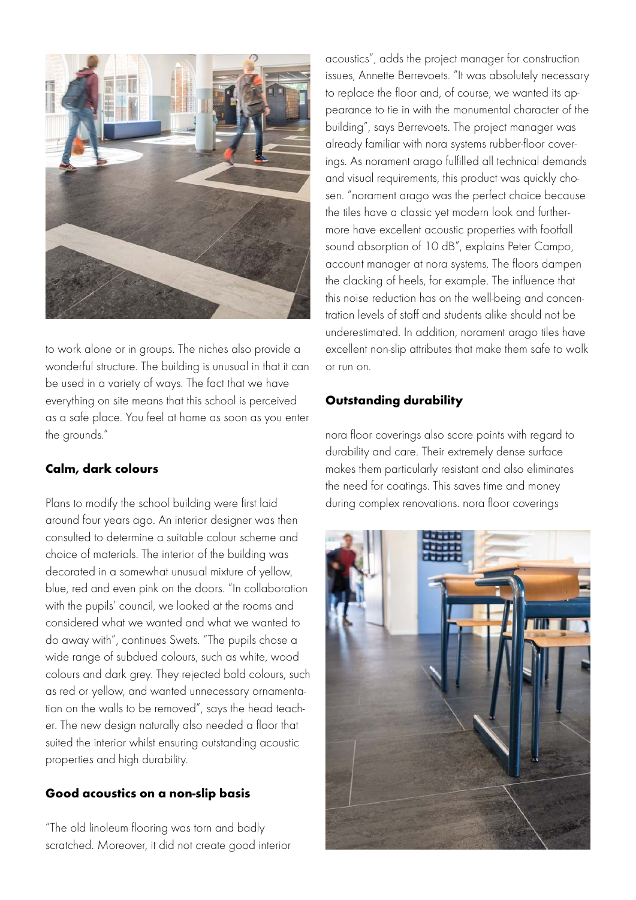to work alone or in groups. The niches also provide a wonderful structure. The building is unusual in that it can be used in a variety of ways. The fact that we have everything on site means that this school is perceived as a safe place. You feel at home as soon as you enter the grounds."

### Calm, dark colours

Plans to modify the school building were first laid around four years ago. An interior designer was then consulted to determine a suitable colour scheme and choice of materials. The interior of the building was decorated in a somewhat unusual mixture of yellow, blue, red and even pink on the doors. "In collaboration with the pupils' council, we looked at the rooms and considered what we wanted and what we wanted to do away with", continues Swets. "The pupils chose a wide range of subdued colours, such as white, wood colours and dark grey. They rejected bold colours, such as red or yellow, and wanted unnecessary ornamentation on the walls to be removed", says the head teacher. The new design naturally also needed a floor that suited the interior whilst ensuring outstanding acoustic properties and high durability.

### Good acoustics on a non-slip basis

"The old linoleum flooring was torn and badly scratched. Moreover, it did not create good interior acoustics", adds the project manager for construction issues, Annette Berrevoets. "It was absolutely necessary to replace the floor and, of course, we wanted its appearance to tie in with the monumental character of the building", says Berrevoets. The project manager was already familiar with nora systems rubber-floor coverings. As norament arago fulfilled all technical demands and visual requirements, this product was quickly chosen. "norament arago was the perfect choice because the tiles have a classic yet modern look and furthermore have excellent acoustic properties with footfall sound absorption of 10 dB", explains Peter Campo, account manager at nora systems. The floors dampen the clacking of heels, for example. The influence that this noise reduction has on the well-being and concentration levels of staff and students alike should not be underestimated. In addition, norament arago tiles have excellent non-slip attributes that make them safe to walk or run on.

### Outstanding durability

nora floor coverings also score points with regard to durability and care. Their extremely dense surface makes them particularly resistant and also eliminates the need for coatings. This saves time and money during complex renovations. nora floor coverings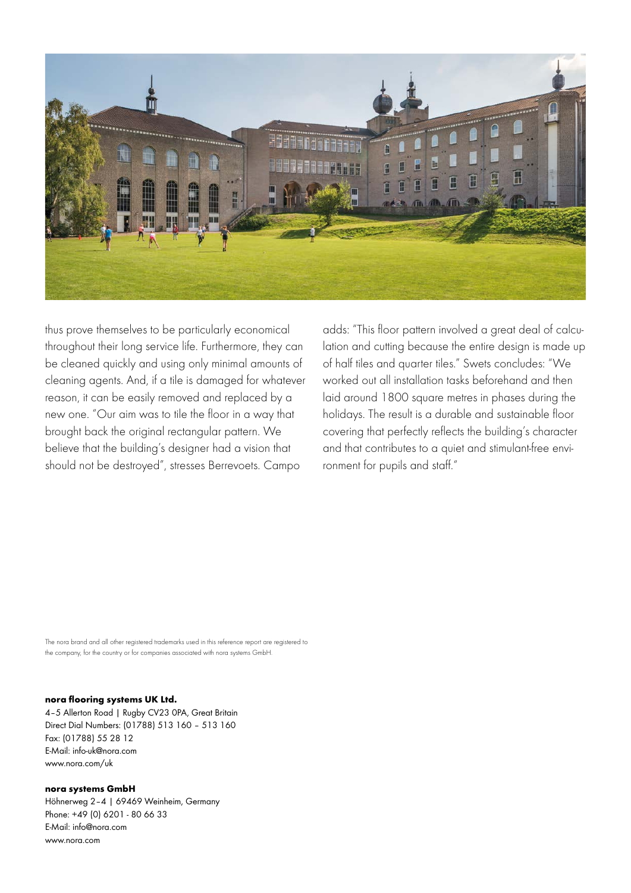thus prove themselves to be particularly economical throughout their long service life. Furthermore, they can be cleaned quickly and using only minimal amounts of cleaning agents. And, if a tile is damaged for whatever reason, it can be easily removed and replaced by a new one. "Our aim was to tile the floor in a way that brought back the original rectangular pattern. We believe that the building's designer had a vision that should not be destroyed", stresses Berrevoets. Campo adds: "This floor pattern involved a great deal of calculation and cutting because the entire design is made up of half tiles and quarter tiles." Swets concludes: "We worked out all installation tasks beforehand and then laid around 1800 square metres in phases during the holidays. The result is a durable and sustainable floor covering that perfectly reflects the building's character and that contributes to a quiet and stimulant-free environment for pupils and staff."

The nora brand and all other registered trademarks used in this reference report are registered to the company, for the country or for companies associated with nora systems GmbH.

**nora flooring systems UK Ltd.**
4–5 Allerton Road | Rugby CV23 0PA, Great Britain
Direct Dial Numbers: (01788) 513 160 – 513 160
Fax: (01788) 55 28 12
E-Mail: info-uk@nora.com
www.nora.com/uk

**nora systems GmbH**
Höhnerweg 2–4 | 69469 Weinheim, Germany
Phone: +49 (0) 6201 - 80 66 33
E-Mail: info@nora.com
www.nora.com